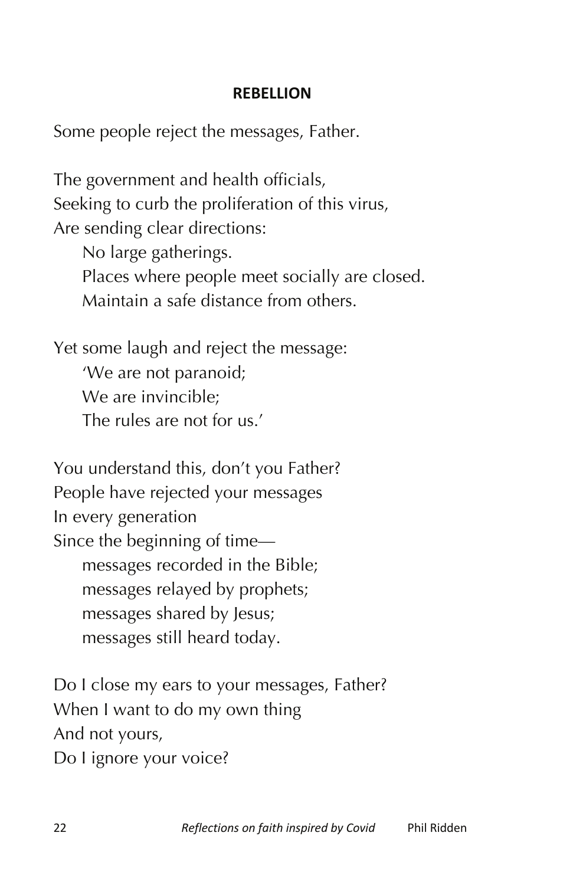## REBELLION

Some people reject the messages, Father.

The government and health officials,
Seeking to curb the proliferation of this virus,
Are sending clear directions:
    No large gatherings.
    Places where people meet socially are closed.
    Maintain a safe distance from others.

Yet some laugh and reject the message:
    'We are not paranoid;
    We are invincible;
    The rules are not for us.'

You understand this, don't you Father?
People have rejected your messages
In every generation
Since the beginning of time—
    messages recorded in the Bible;
    messages relayed by prophets;
    messages shared by Jesus;
    messages still heard today.

Do I close my ears to your messages, Father?
When I want to do my own thing
And not yours,
Do I ignore your voice?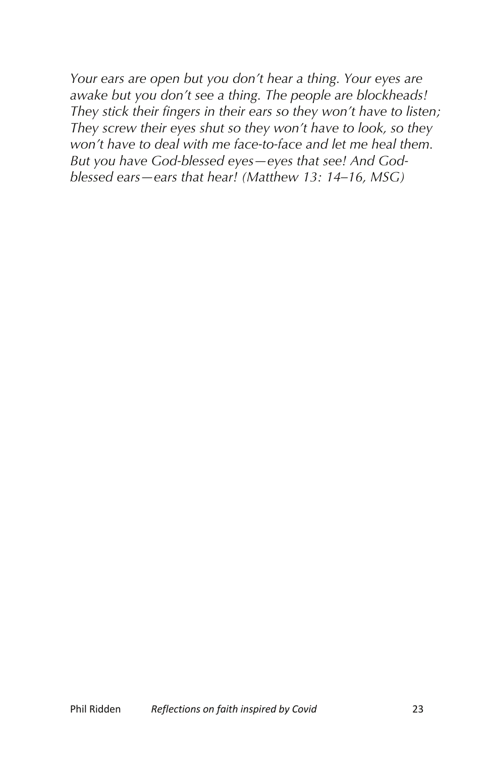*Your ears are open but you don't hear a thing. Your eyes are awake but you don't see a thing. The people are blockheads! They stick their fingers in their ears so they won't have to listen; They screw their eyes shut so they won't have to look, so they won't have to deal with me face-to-face and let me heal them. But you have God-blessed eyes—eyes that see! And God-blessed ears—ears that hear! (Matthew 13: 14–16, MSG)*